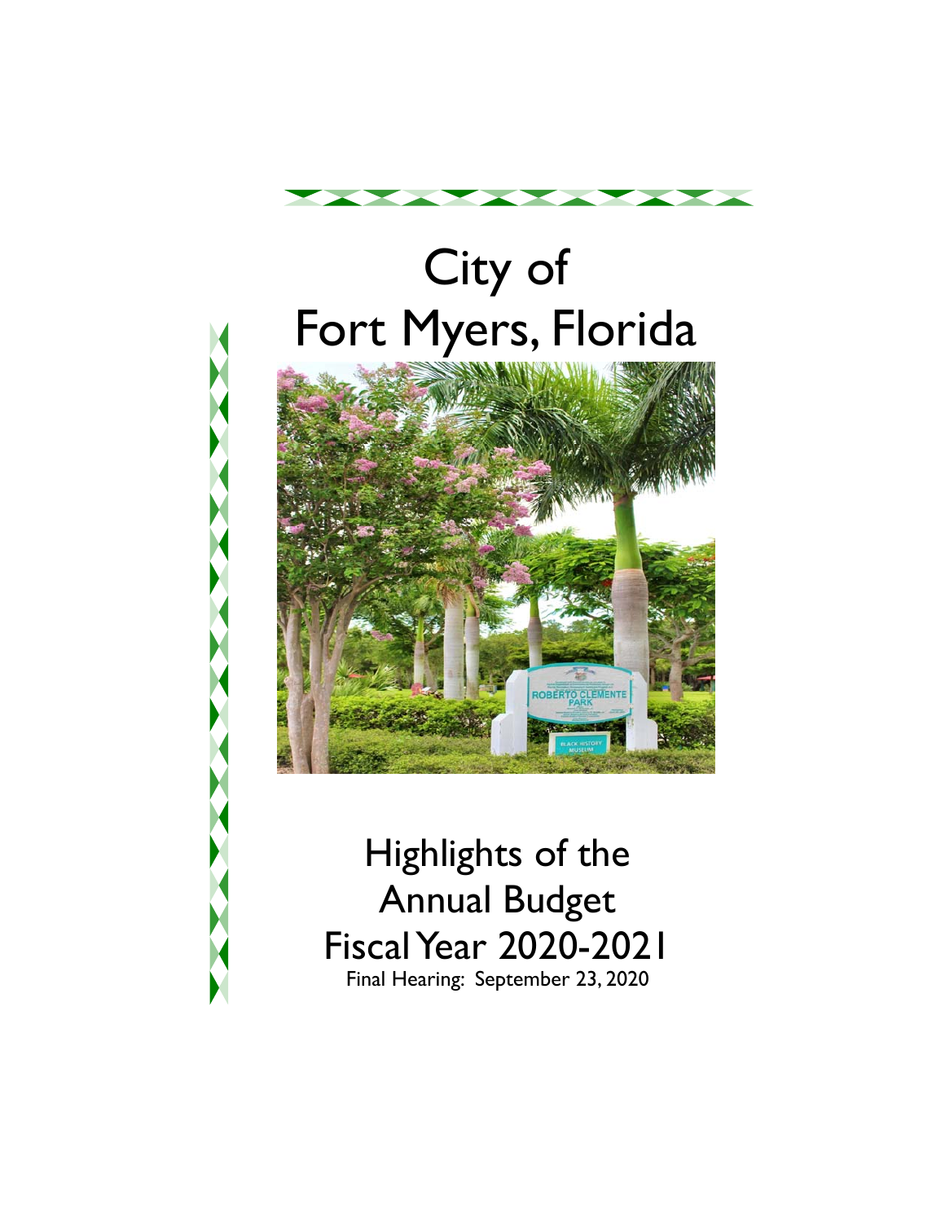# City of Fort Myers, Florida

## Highlights of the Annual Budget Fiscal Year 2020-2021

Final Hearing: September 23, 2020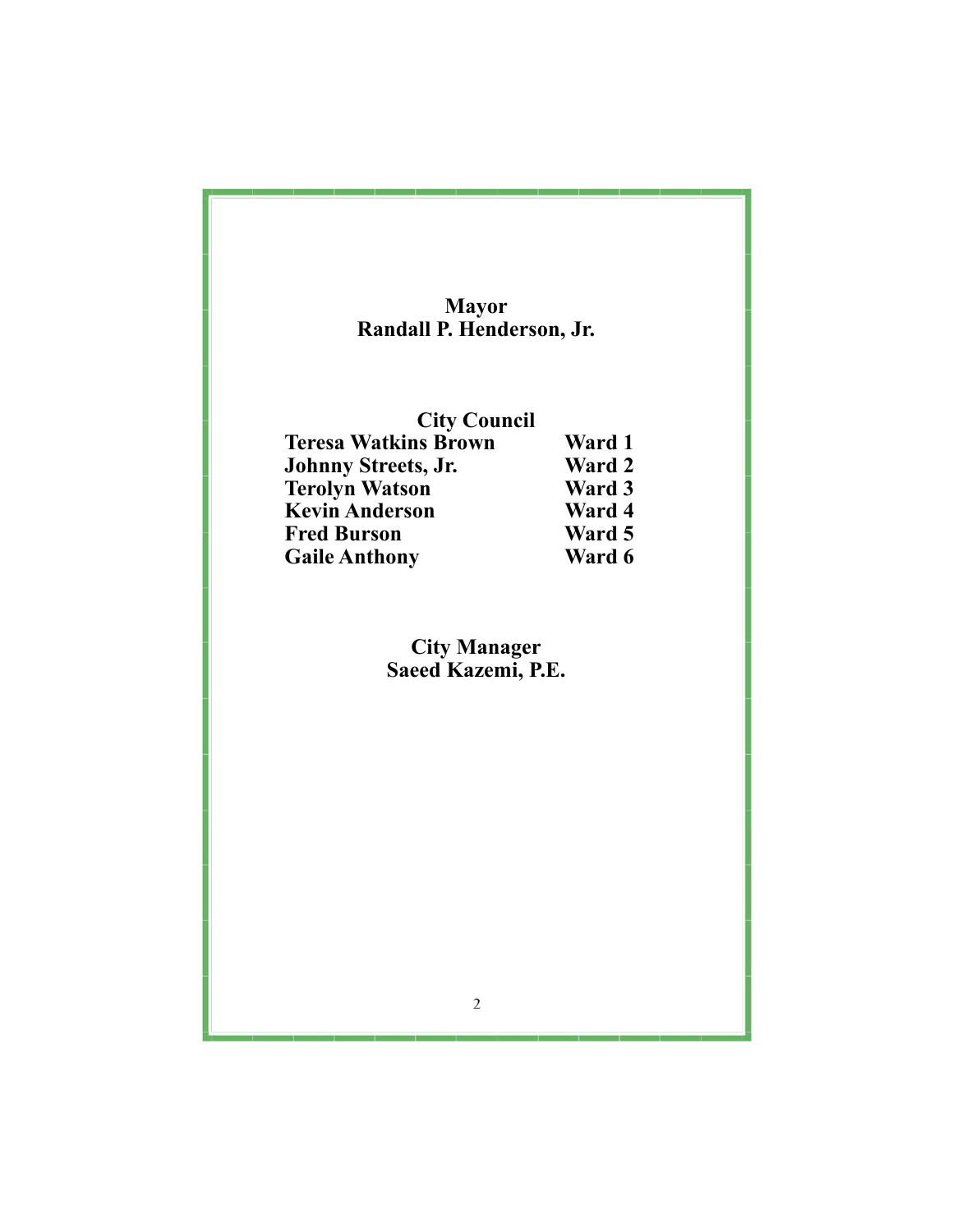**Mayor**
**Randall P. Henderson, Jr.**

**City Council**

| | |
|---|---|
| **Teresa Watkins Brown** | **Ward 1** |
| **Johnny Streets, Jr.** | **Ward 2** |
| **Terolyn Watson** | **Ward 3** |
| **Kevin Anderson** | **Ward 4** |
| **Fred Burson** | **Ward 5** |
| **Gaile Anthony** | **Ward 6** |

**City Manager**
**Saeed Kazemi, P.E.**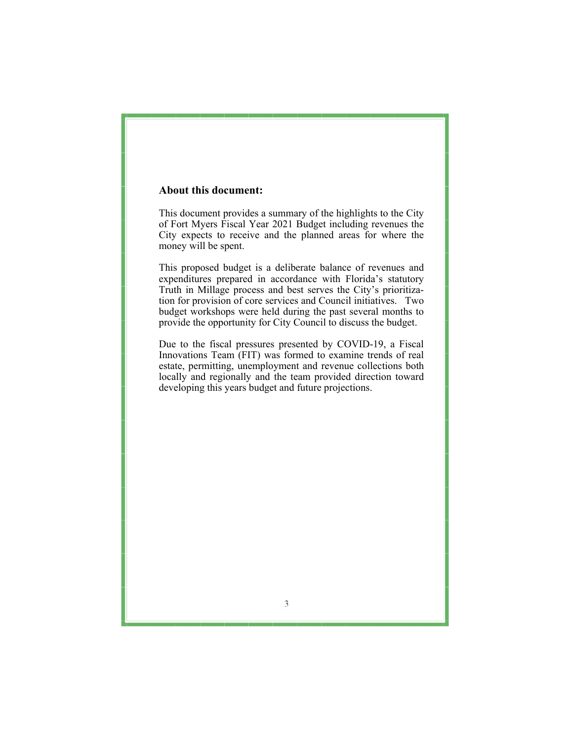## About this document:

This document provides a summary of the highlights to the City of Fort Myers Fiscal Year 2021 Budget including revenues the City expects to receive and the planned areas for where the money will be spent.

This proposed budget is a deliberate balance of revenues and expenditures prepared in accordance with Florida's statutory Truth in Millage process and best serves the City's prioritization for provision of core services and Council initiatives. Two budget workshops were held during the past several months to provide the opportunity for City Council to discuss the budget.

Due to the fiscal pressures presented by COVID-19, a Fiscal Innovations Team (FIT) was formed to examine trends of real estate, permitting, unemployment and revenue collections both locally and regionally and the team provided direction toward developing this years budget and future projections.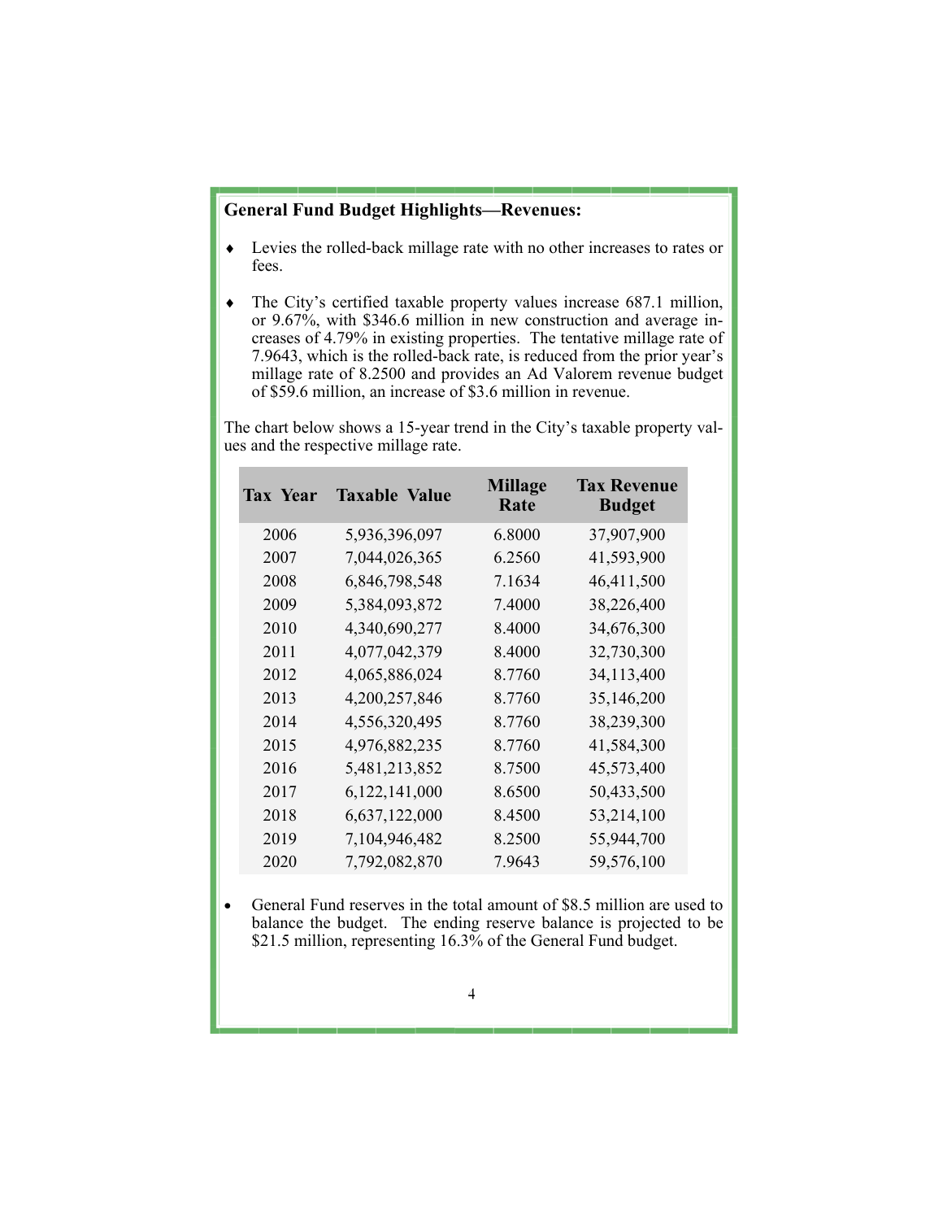## General Fund Budget Highlights—Revenues:

- Levies the rolled-back millage rate with no other increases to rates or fees.

- The City's certified taxable property values increase 687.1 million, or 9.67%, with $346.6 million in new construction and average increases of 4.79% in existing properties. The tentative millage rate of 7.9643, which is the rolled-back rate, is reduced from the prior year's millage rate of 8.2500 and provides an Ad Valorem revenue budget of $59.6 million, an increase of $3.6 million in revenue.

The chart below shows a 15-year trend in the City's taxable property values and the respective millage rate.

| Tax Year | Taxable Value | Millage Rate | Tax Revenue Budget |
|---|---|---|---|
| 2006 | 5,936,396,097 | 6.8000 | 37,907,900 |
| 2007 | 7,044,026,365 | 6.2560 | 41,593,900 |
| 2008 | 6,846,798,548 | 7.1634 | 46,411,500 |
| 2009 | 5,384,093,872 | 7.4000 | 38,226,400 |
| 2010 | 4,340,690,277 | 8.4000 | 34,676,300 |
| 2011 | 4,077,042,379 | 8.4000 | 32,730,300 |
| 2012 | 4,065,886,024 | 8.7760 | 34,113,400 |
| 2013 | 4,200,257,846 | 8.7760 | 35,146,200 |
| 2014 | 4,556,320,495 | 8.7760 | 38,239,300 |
| 2015 | 4,976,882,235 | 8.7760 | 41,584,300 |
| 2016 | 5,481,213,852 | 8.7500 | 45,573,400 |
| 2017 | 6,122,141,000 | 8.6500 | 50,433,500 |
| 2018 | 6,637,122,000 | 8.4500 | 53,214,100 |
| 2019 | 7,104,946,482 | 8.2500 | 55,944,700 |
| 2020 | 7,792,082,870 | 7.9643 | 59,576,100 |

- General Fund reserves in the total amount of $8.5 million are used to balance the budget. The ending reserve balance is projected to be $21.5 million, representing 16.3% of the General Fund budget.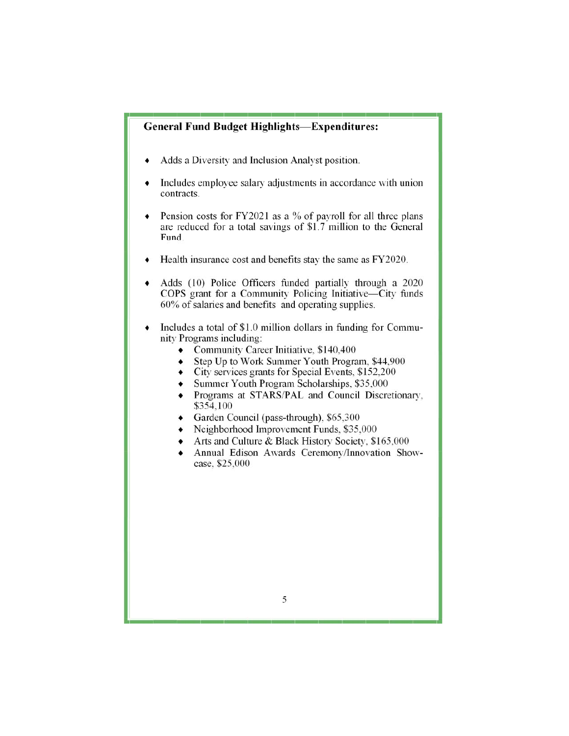**General Fund Budget Highlights—Expenditures:**

- Adds a Diversity and Inclusion Analyst position.
- Includes employee salary adjustments in accordance with union contracts.
- Pension costs for FY2021 as a % of payroll for all three plans are reduced for a total savings of $1.7 million to the General Fund.
- Health insurance cost and benefits stay the same as FY2020.
- Adds (10) Police Officers funded partially through a 2020 COPS grant for a Community Policing Initiative—City funds 60% of salaries and benefits and operating supplies.
- Includes a total of $1.0 million dollars in funding for Community Programs including:
    - Community Career Initiative, $140,400
    - Step Up to Work Summer Youth Program, $44,900
    - City services grants for Special Events, $152,200
    - Summer Youth Program Scholarships, $35,000
    - Programs at STARS/PAL and Council Discretionary, $354,100
    - Garden Council (pass-through), $65,300
    - Neighborhood Improvement Funds, $35,000
    - Arts and Culture & Black History Society, $165,000
    - Annual Edison Awards Ceremony/Innovation Showcase, $25,000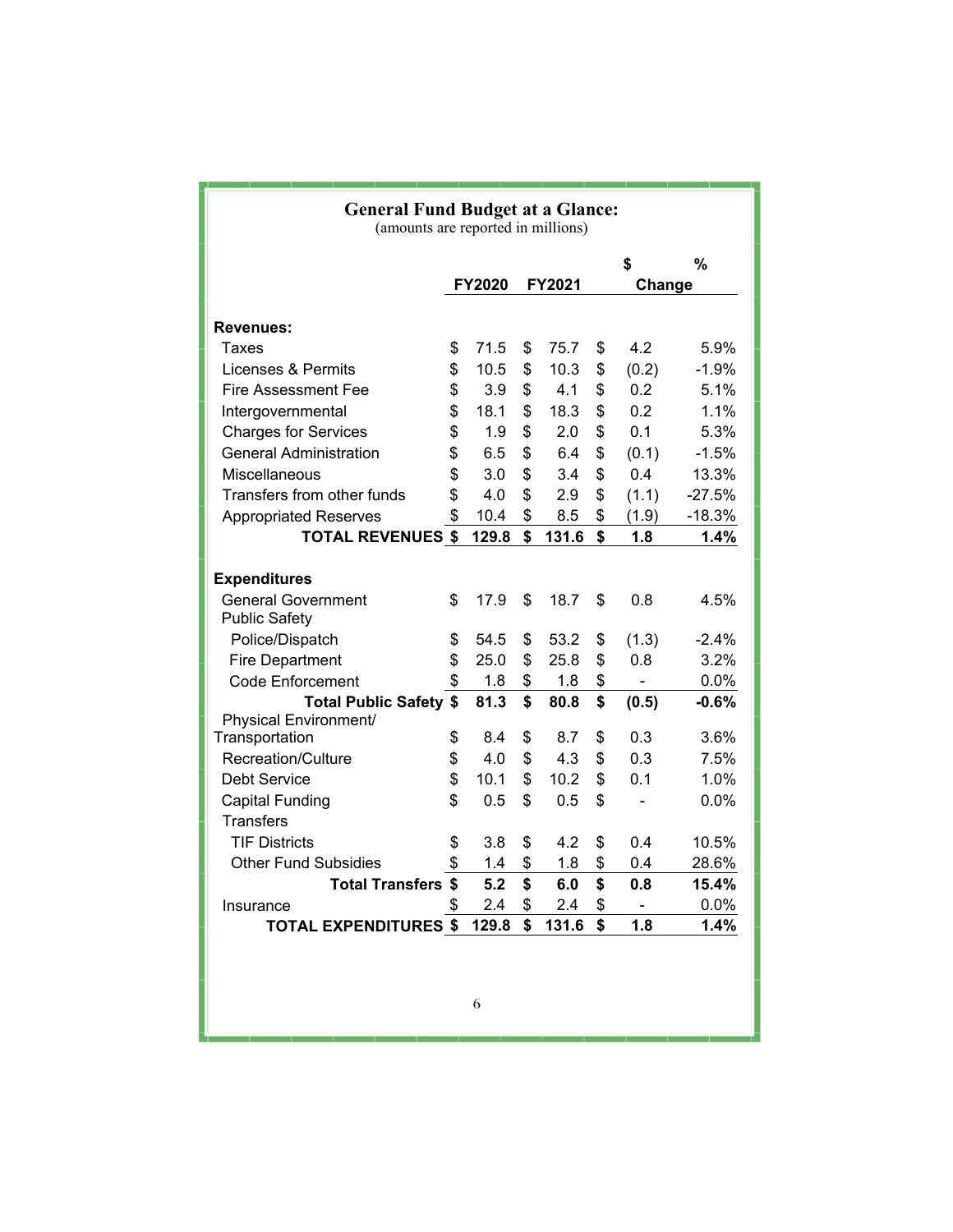## General Fund Budget at a Glance:

(amounts are reported in millions)

| | FY2020 | FY2021 | $ Change | % Change |
|---|---|---|---|---|
| **Revenues:** | | | | |
| Taxes | $ 71.5 | $ 75.7 | $ 4.2 | 5.9% |
| Licenses & Permits | $ 10.5 | $ 10.3 | $ (0.2) | -1.9% |
| Fire Assessment Fee | $ 3.9 | $ 4.1 | $ 0.2 | 5.1% |
| Intergovernmental | $ 18.1 | $ 18.3 | $ 0.2 | 1.1% |
| Charges for Services | $ 1.9 | $ 2.0 | $ 0.1 | 5.3% |
| General Administration | $ 6.5 | $ 6.4 | $ (0.1) | -1.5% |
| Miscellaneous | $ 3.0 | $ 3.4 | $ 0.4 | 13.3% |
| Transfers from other funds | $ 4.0 | $ 2.9 | $ (1.1) | -27.5% |
| Appropriated Reserves | $ 10.4 | $ 8.5 | $ (1.9) | -18.3% |
| **TOTAL REVENUES** | **$ 129.8** | **$ 131.6** | **$ 1.8** | **1.4%** |
| **Expenditures** | | | | |
| General Government | $ 17.9 | $ 18.7 | $ 0.8 | 4.5% |
| Public Safety | | | | |
| Police/Dispatch | $ 54.5 | $ 53.2 | $ (1.3) | -2.4% |
| Fire Department | $ 25.0 | $ 25.8 | $ 0.8 | 3.2% |
| Code Enforcement | $ 1.8 | $ 1.8 | $ - | 0.0% |
| **Total Public Safety** | **$ 81.3** | **$ 80.8** | **$ (0.5)** | **-0.6%** |
| Physical Environment/ Transportation | $ 8.4 | $ 8.7 | $ 0.3 | 3.6% |
| Recreation/Culture | $ 4.0 | $ 4.3 | $ 0.3 | 7.5% |
| Debt Service | $ 10.1 | $ 10.2 | $ 0.1 | 1.0% |
| Capital Funding | $ 0.5 | $ 0.5 | $ - | 0.0% |
| Transfers | | | | |
| TIF Districts | $ 3.8 | $ 4.2 | $ 0.4 | 10.5% |
| Other Fund Subsidies | $ 1.4 | $ 1.8 | $ 0.4 | 28.6% |
| **Total Transfers** | **$ 5.2** | **$ 6.0** | **$ 0.8** | **15.4%** |
| Insurance | $ 2.4 | $ 2.4 | $ - | 0.0% |
| **TOTAL EXPENDITURES** | **$ 129.8** | **$ 131.6** | **$ 1.8** | **1.4%** |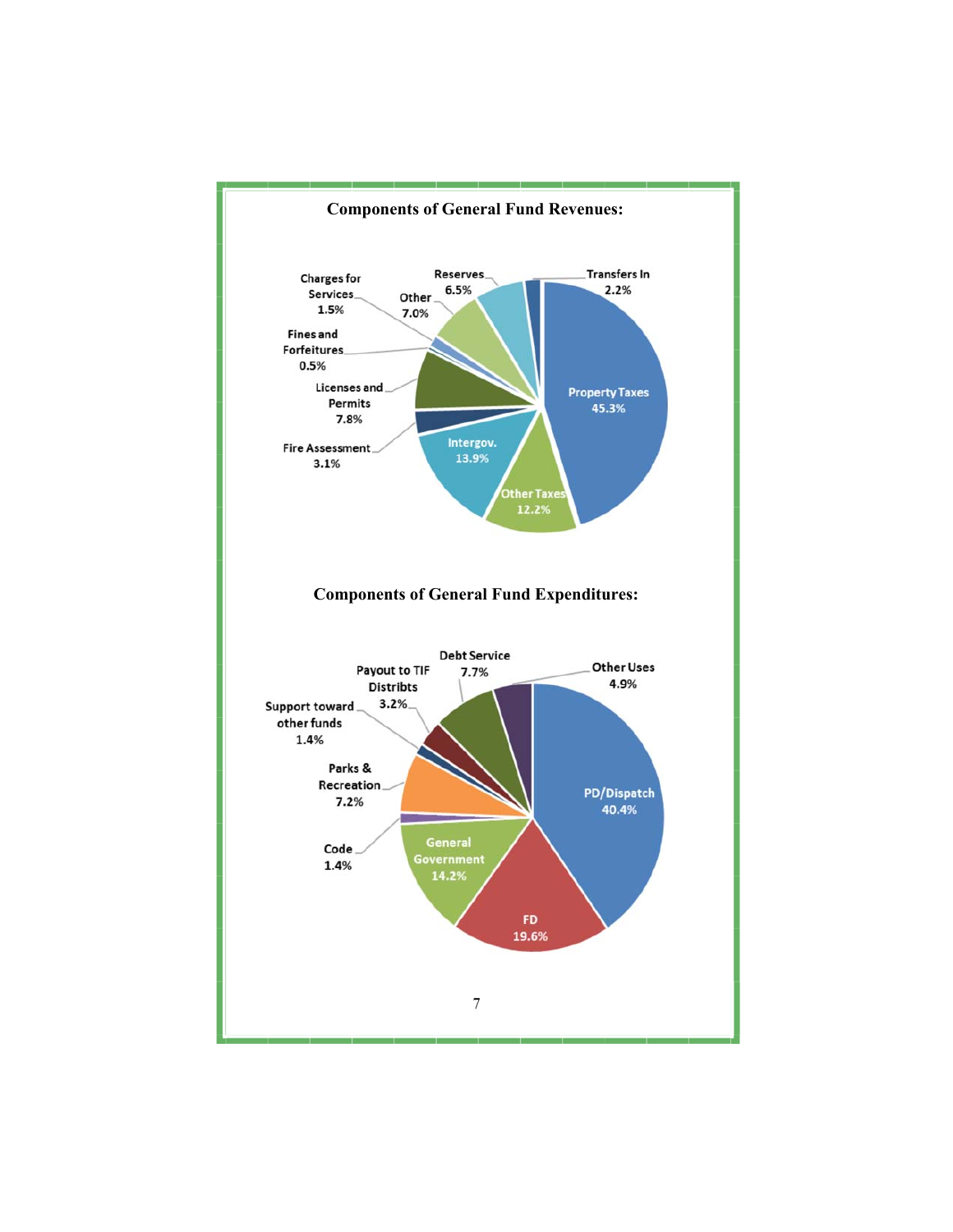## Components of General Fund Revenues:

- Property Taxes 45.3%
- Other Taxes 12.2%
- Intergov. 13.9%
- Fire Assessment 3.1%
- Licenses and Permits 7.8%
- Fines and Forfeitures 0.5%
- Charges for Services 1.5%
- Other 7.0%
- Reserves 6.5%
- Transfers In 2.2%

## Components of General Fund Expenditures:

- PD/Dispatch 40.4%
- FD 19.6%
- General Government 14.2%
- Code 1.4%
- Parks & Recreation 7.2%
- Support toward other funds 1.4%
- Payout to TIF Distribts 3.2%
- Debt Service 7.7%
- Other Uses 4.9%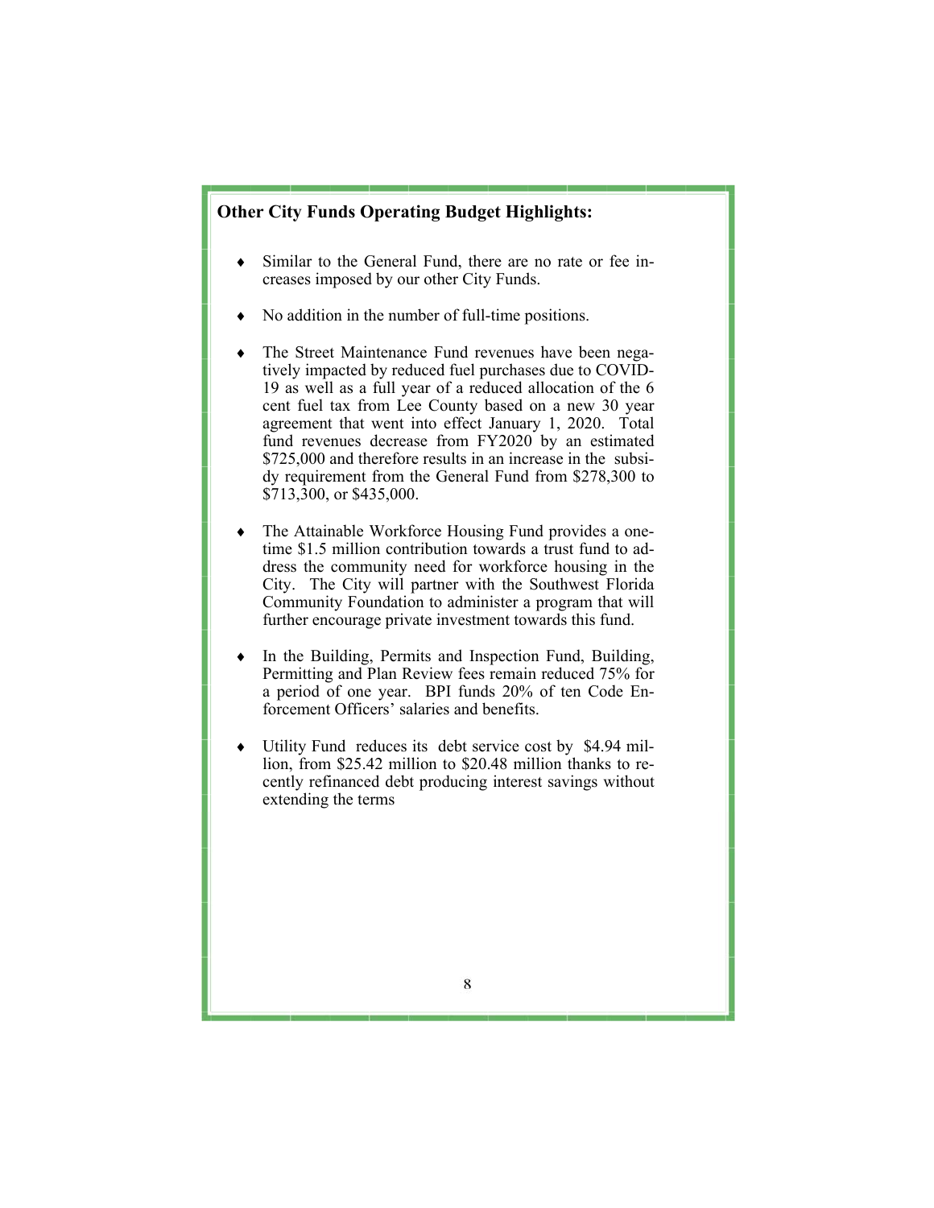**Other City Funds Operating Budget Highlights:**

- Similar to the General Fund, there are no rate or fee increases imposed by our other City Funds.

- No addition in the number of full-time positions.

- The Street Maintenance Fund revenues have been negatively impacted by reduced fuel purchases due to COVID-19 as well as a full year of a reduced allocation of the 6 cent fuel tax from Lee County based on a new 30 year agreement that went into effect January 1, 2020. Total fund revenues decrease from FY2020 by an estimated $725,000 and therefore results in an increase in the subsidy requirement from the General Fund from $278,300 to $713,300, or $435,000.

- The Attainable Workforce Housing Fund provides a one-time $1.5 million contribution towards a trust fund to address the community need for workforce housing in the City. The City will partner with the Southwest Florida Community Foundation to administer a program that will further encourage private investment towards this fund.

- In the Building, Permits and Inspection Fund, Building, Permitting and Plan Review fees remain reduced 75% for a period of one year. BPI funds 20% of ten Code Enforcement Officers' salaries and benefits.

- Utility Fund reduces its debt service cost by $4.94 million, from $25.42 million to $20.48 million thanks to recently refinanced debt producing interest savings without extending the terms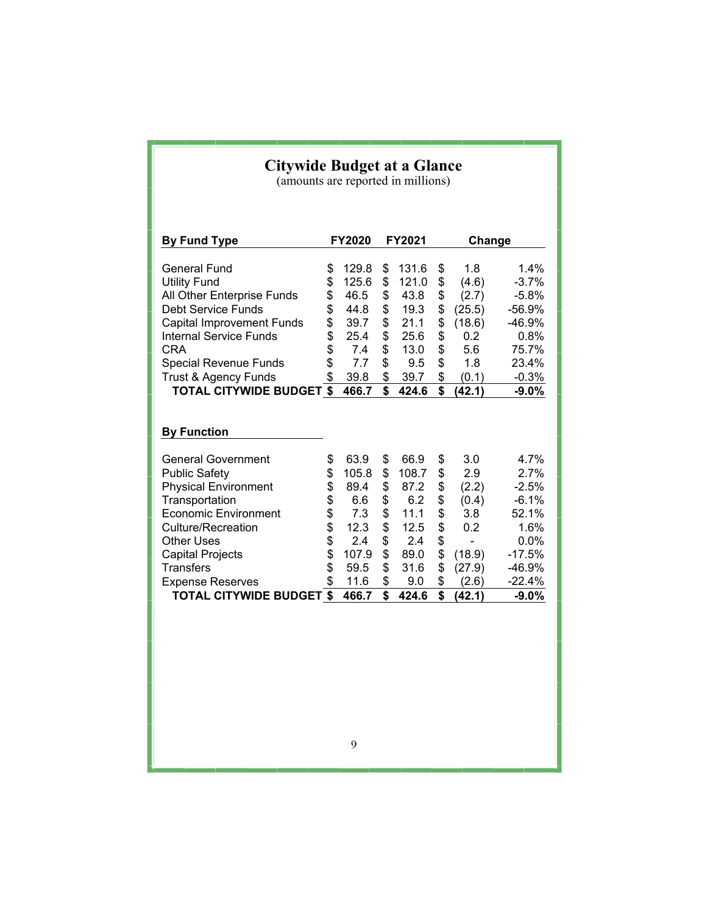# Citywide Budget at a Glance

(amounts are reported in millions)

| By Fund Type | FY2020 | FY2021 | Change | |
|---|---|---|---|---|
| General Fund | $ 129.8 | $ 131.6 | $ 1.8 | 1.4% |
| Utility Fund | $ 125.6 | $ 121.0 | $ (4.6) | -3.7% |
| All Other Enterprise Funds | $ 46.5 | $ 43.8 | $ (2.7) | -5.8% |
| Debt Service Funds | $ 44.8 | $ 19.3 | $ (25.5) | -56.9% |
| Capital Improvement Funds | $ 39.7 | $ 21.1 | $ (18.6) | -46.9% |
| Internal Service Funds | $ 25.4 | $ 25.6 | $ 0.2 | 0.8% |
| CRA | $ 7.4 | $ 13.0 | $ 5.6 | 75.7% |
| Special Revenue Funds | $ 7.7 | $ 9.5 | $ 1.8 | 23.4% |
| Trust & Agency Funds | $ 39.8 | $ 39.7 | $ (0.1) | -0.3% |
| **TOTAL CITYWIDE BUDGET** | **$ 466.7** | **$ 424.6** | **$ (42.1)** | **-9.0%** |

| By Function | FY2020 | FY2021 | Change | |
|---|---|---|---|---|
| General Government | $ 63.9 | $ 66.9 | $ 3.0 | 4.7% |
| Public Safety | $ 105.8 | $ 108.7 | $ 2.9 | 2.7% |
| Physical Environment | $ 89.4 | $ 87.2 | $ (2.2) | -2.5% |
| Transportation | $ 6.6 | $ 6.2 | $ (0.4) | -6.1% |
| Economic Environment | $ 7.3 | $ 11.1 | $ 3.8 | 52.1% |
| Culture/Recreation | $ 12.3 | $ 12.5 | $ 0.2 | 1.6% |
| Other Uses | $ 2.4 | $ 2.4 | $ - | 0.0% |
| Capital Projects | $ 107.9 | $ 89.0 | $ (18.9) | -17.5% |
| Transfers | $ 59.5 | $ 31.6 | $ (27.9) | -46.9% |
| Expense Reserves | $ 11.6 | $ 9.0 | $ (2.6) | -22.4% |
| **TOTAL CITYWIDE BUDGET** | **$ 466.7** | **$ 424.6** | **$ (42.1)** | **-9.0%** |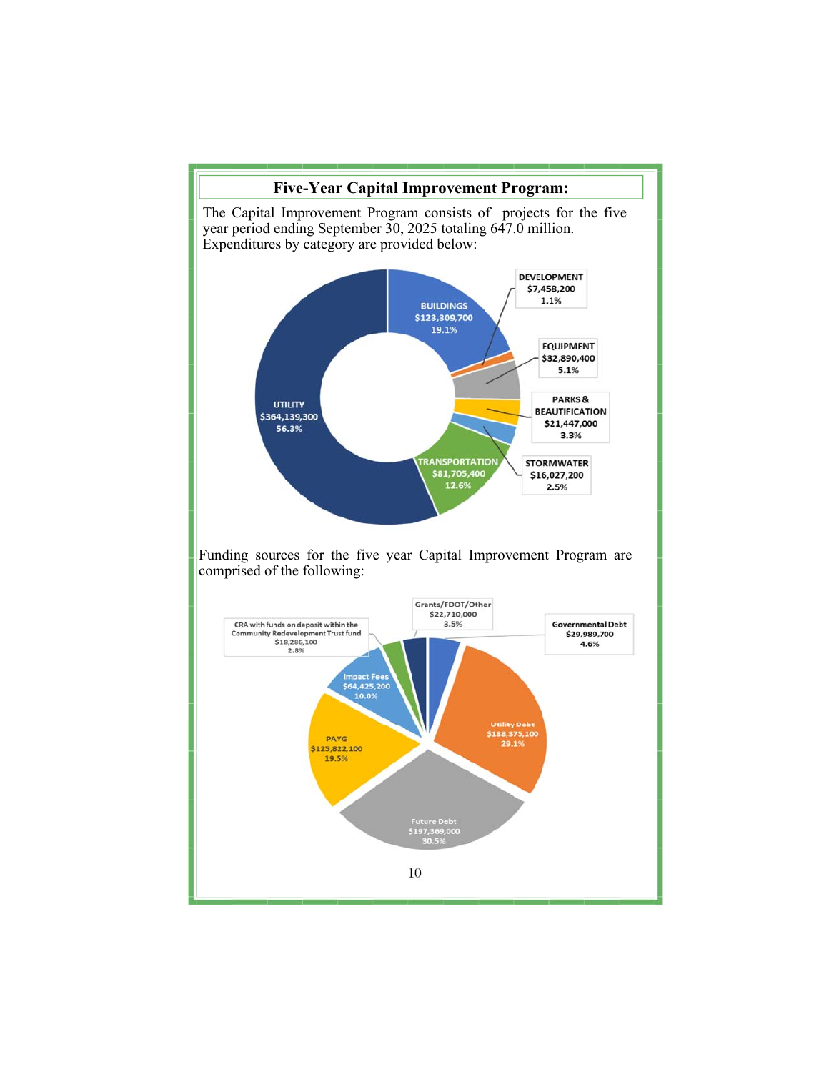## Five-Year Capital Improvement Program:

The Capital Improvement Program consists of projects for the five year period ending September 30, 2025 totaling 647.0 million. Expenditures by category are provided below:

| Category | Amount | Percent |
|---|---|---|
| UTILITY | $364,139,300 | 56.3% |
| BUILDINGS | $123,309,700 | 19.1% |
| DEVELOPMENT | $7,458,200 | 1.1% |
| EQUIPMENT | $32,890,400 | 5.1% |
| PARKS & BEAUTIFICATION | $21,447,000 | 3.3% |
| STORMWATER | $16,027,200 | 2.5% |
| TRANSPORTATION | $81,705,400 | 12.6% |

Funding sources for the five year Capital Improvement Program are comprised of the following:

| Funding Source | Amount | Percent |
|---|---|---|
| Governmental Debt | $29,989,700 | 4.6% |
| Utility Debt | $188,375,100 | 29.1% |
| Future Debt | $197,369,000 | 30.5% |
| PAYG | $125,822,100 | 19.5% |
| Impact Fees | $64,425,200 | 10.0% |
| CRA with funds on deposit within the Community Redevelopment Trust fund | $18,286,100 | 2.8% |
| Grants/FDOT/Other | $22,710,000 | 3.5% |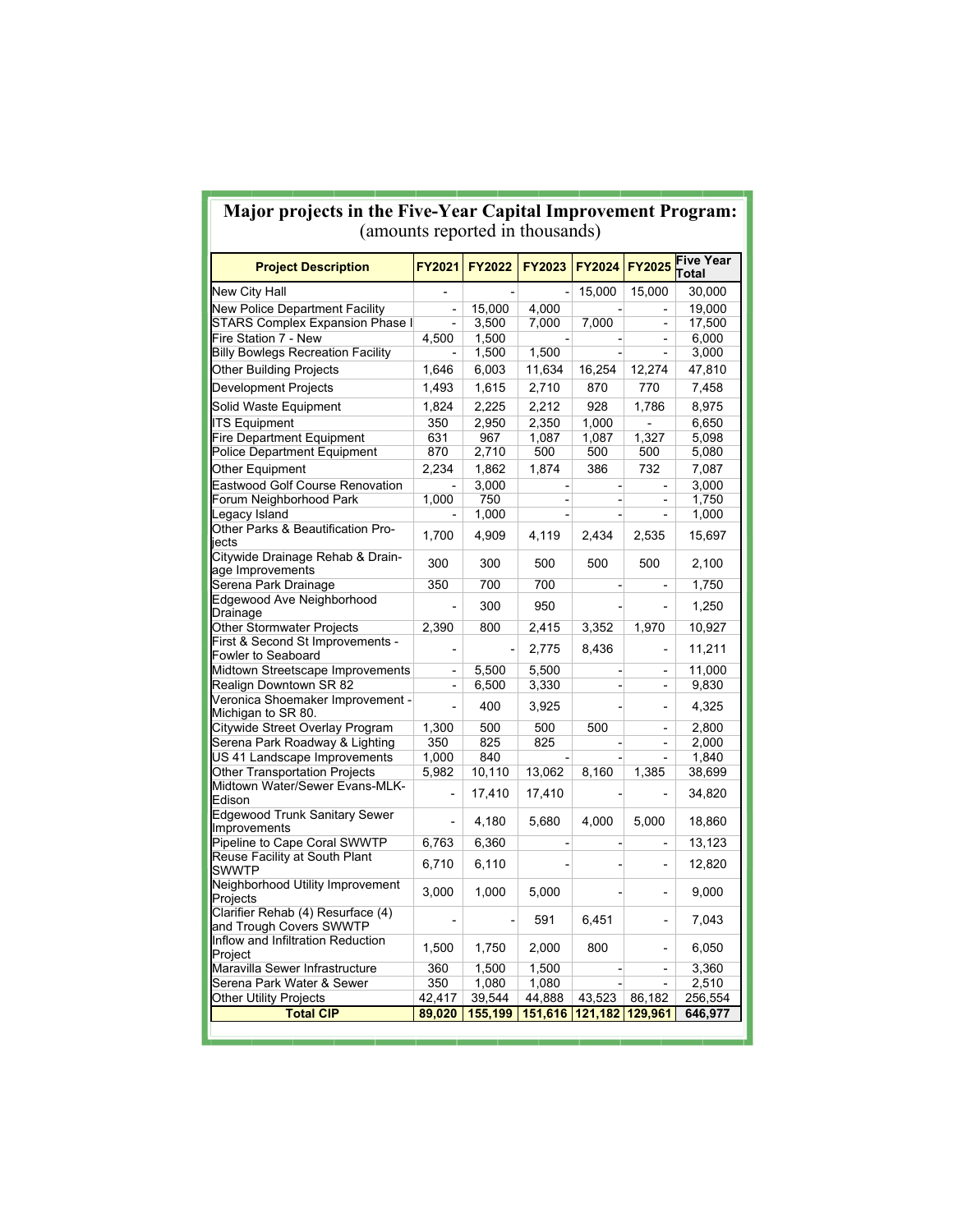**Major projects in the Five-Year Capital Improvement Program:**
(amounts reported in thousands)

| Project Description | FY2021 | FY2022 | FY2023 | FY2024 | FY2025 | Five Year Total |
|---|---|---|---|---|---|---|
| New City Hall | - | - | - | 15,000 | 15,000 | 30,000 |
| New Police Department Facility | - | 15,000 | 4,000 | - | - | 19,000 |
| STARS Complex Expansion Phase I | - | 3,500 | 7,000 | 7,000 | - | 17,500 |
| Fire Station 7 - New | 4,500 | 1,500 | - | - | - | 6,000 |
| Billy Bowlegs Recreation Facility | - | 1,500 | 1,500 | - | - | 3,000 |
| Other Building Projects | 1,646 | 6,003 | 11,634 | 16,254 | 12,274 | 47,810 |
| Development Projects | 1,493 | 1,615 | 2,710 | 870 | 770 | 7,458 |
| Solid Waste Equipment | 1,824 | 2,225 | 2,212 | 928 | 1,786 | 8,975 |
| ITS Equipment | 350 | 2,950 | 2,350 | 1,000 | - | 6,650 |
| Fire Department Equipment | 631 | 967 | 1,087 | 1,087 | 1,327 | 5,098 |
| Police Department Equipment | 870 | 2,710 | 500 | 500 | 500 | 5,080 |
| Other Equipment | 2,234 | 1,862 | 1,874 | 386 | 732 | 7,087 |
| Eastwood Golf Course Renovation | - | 3,000 | - | - | - | 3,000 |
| Forum Neighborhood Park | 1,000 | 750 | - | - | - | 1,750 |
| Legacy Island | - | 1,000 | - | - | - | 1,000 |
| Other Parks & Beautification Projects | 1,700 | 4,909 | 4,119 | 2,434 | 2,535 | 15,697 |
| Citywide Drainage Rehab & Drainage Improvements | 300 | 300 | 500 | 500 | 500 | 2,100 |
| Serena Park Drainage | 350 | 700 | 700 | - | - | 1,750 |
| Edgewood Ave Neighborhood Drainage | - | 300 | 950 | - | - | 1,250 |
| Other Stormwater Projects | 2,390 | 800 | 2,415 | 3,352 | 1,970 | 10,927 |
| First & Second St Improvements - Fowler to Seaboard | - | - | 2,775 | 8,436 | - | 11,211 |
| Midtown Streetscape Improvements | - | 5,500 | 5,500 | - | - | 11,000 |
| Realign Downtown SR 82 | - | 6,500 | 3,330 | - | - | 9,830 |
| Veronica Shoemaker Improvement - Michigan to SR 80. | - | 400 | 3,925 | - | - | 4,325 |
| Citywide Street Overlay Program | 1,300 | 500 | 500 | 500 | - | 2,800 |
| Serena Park Roadway & Lighting | 350 | 825 | 825 | - | - | 2,000 |
| US 41 Landscape Improvements | 1,000 | 840 | - | - | - | 1,840 |
| Other Transportation Projects | 5,982 | 10,110 | 13,062 | 8,160 | 1,385 | 38,699 |
| Midtown Water/Sewer Evans-MLK-Edison | - | 17,410 | 17,410 | - | - | 34,820 |
| Edgewood Trunk Sanitary Sewer Improvements | - | 4,180 | 5,680 | 4,000 | 5,000 | 18,860 |
| Pipeline to Cape Coral SWWTP | 6,763 | 6,360 | - | - | - | 13,123 |
| Reuse Facility at South Plant SWWTP | 6,710 | 6,110 | - | - | - | 12,820 |
| Neighborhood Utility Improvement Projects | 3,000 | 1,000 | 5,000 | - | - | 9,000 |
| Clarifier Rehab (4) Resurface (4) and Trough Covers SWWTP | - | - | 591 | 6,451 | - | 7,043 |
| Inflow and Infiltration Reduction Project | 1,500 | 1,750 | 2,000 | 800 | - | 6,050 |
| Maravilla Sewer Infrastructure | 360 | 1,500 | 1,500 | - | - | 3,360 |
| Serena Park Water & Sewer | 350 | 1,080 | 1,080 | - | - | 2,510 |
| Other Utility Projects | 42,417 | 39,544 | 44,888 | 43,523 | 86,182 | 256,554 |
| **Total CIP** | **89,020** | **155,199** | **151,616** | **121,182** | **129,961** | **646,977** |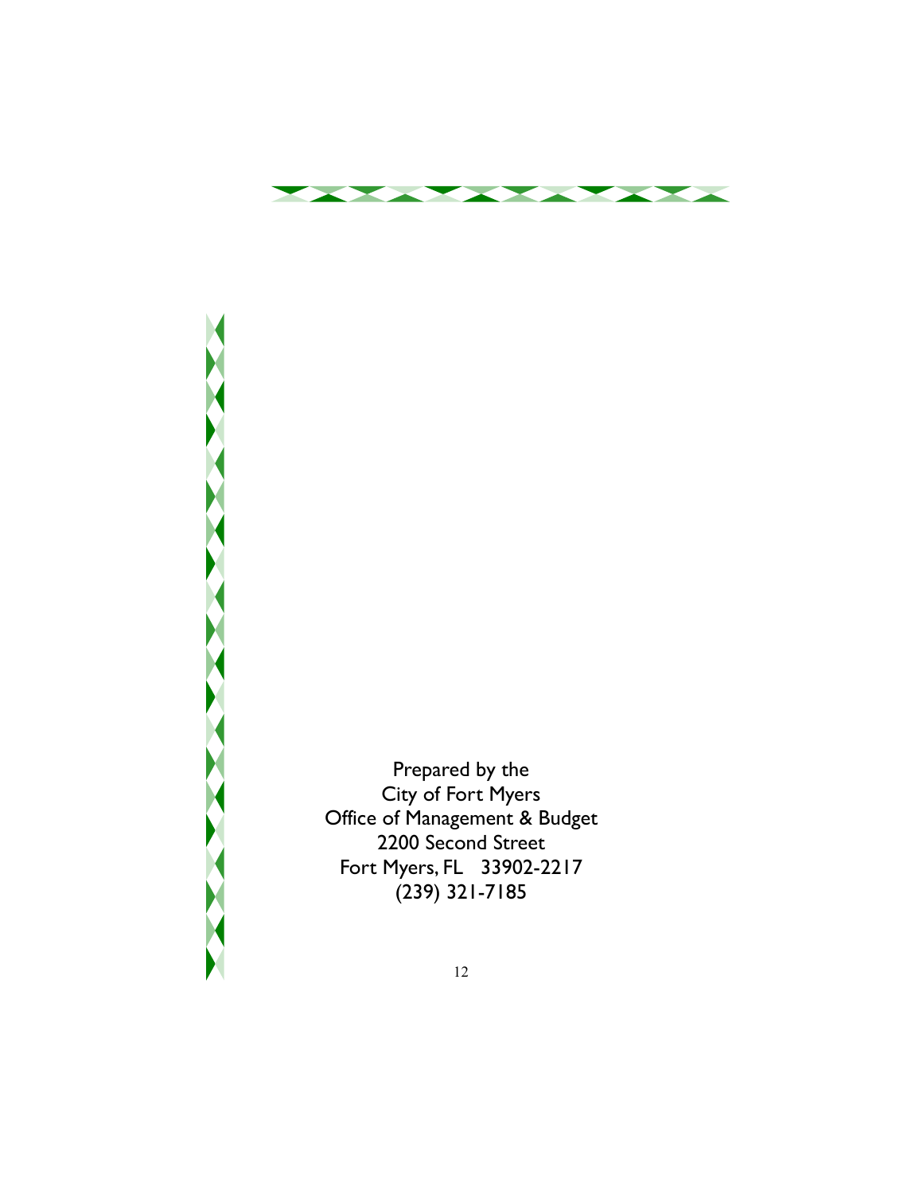Prepared by the
City of Fort Myers
Office of Management & Budget
2200 Second Street
Fort Myers, FL 33902-2217
(239) 321-7185